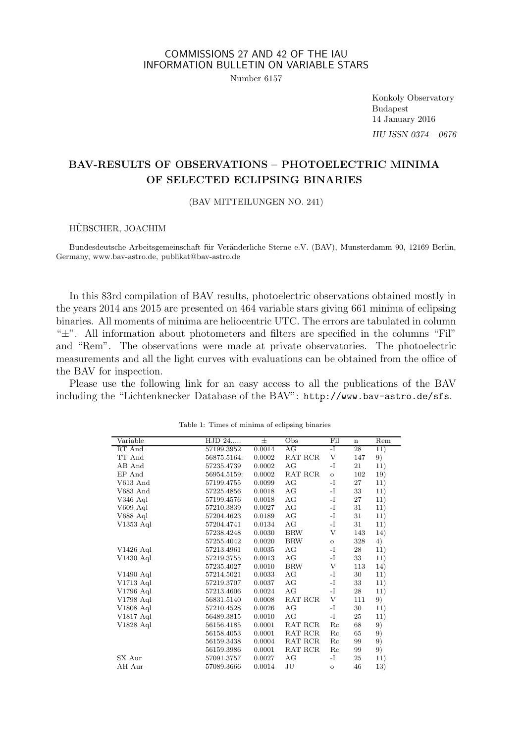COMMISSIONS 27 AND 42 OF THE IAU
INFORMATION BULLETIN ON VARIABLE STARS

Number 6157

Konkoly Observatory
Budapest
14 January 2016

*HU ISSN 0374 – 0676*

# BAV-RESULTS OF OBSERVATIONS – PHOTOELECTRIC MINIMA OF SELECTED ECLIPSING BINARIES

(BAV MITTEILUNGEN NO. 241)

HÜBSCHER, JOACHIM

Bundesdeutsche Arbeitsgemeinschaft für Veränderliche Sterne e.V. (BAV), Munsterdamm 90, 12169 Berlin, Germany, www.bav-astro.de, publikat@bav-astro.de

In this 83rd compilation of BAV results, photoelectric observations obtained mostly in the years 2014 ans 2015 are presented on 464 variable stars giving 661 minima of eclipsing binaries. All moments of minima are heliocentric UTC. The errors are tabulated in column "±". All information about photometers and filters are specified in the columns "Fil" and "Rem". The observations were made at private observatories. The photoelectric measurements and all the light curves with evaluations can be obtained from the office of the BAV for inspection.

Please use the following link for an easy access to all the publications of the BAV including the "Lichtenknecker Database of the BAV": `http://www.bav-astro.de/sfs`.

Table 1: Times of minima of eclipsing binaries

| Variable | HJD 24..... | ± | Obs | Fil | n | Rem |
|---|---|---|---|---|---|---|
| RT And | 57199.3952 | 0.0014 | AG | -I | 28 | 11) |
| TT And | 56875.5164: | 0.0002 | RAT RCR | V | 147 | 9) |
| AB And | 57235.4739 | 0.0002 | AG | -I | 21 | 11) |
| EP And | 56954.5159: | 0.0002 | RAT RCR | o | 102 | 19) |
| V613 And | 57199.4755 | 0.0099 | AG | -I | 27 | 11) |
| V683 And | 57225.4856 | 0.0018 | AG | -I | 33 | 11) |
| V346 Aql | 57199.4576 | 0.0018 | AG | -I | 27 | 11) |
| V609 Aql | 57210.3839 | 0.0027 | AG | -I | 31 | 11) |
| V688 Aql | 57204.4623 | 0.0189 | AG | -I | 31 | 11) |
| V1353 Aql | 57204.4741 | 0.0134 | AG | -I | 31 | 11) |
| | 57238.4248 | 0.0030 | BRW | V | 143 | 14) |
| | 57255.4042 | 0.0020 | BRW | o | 328 | 4) |
| V1426 Aql | 57213.4961 | 0.0035 | AG | -I | 28 | 11) |
| V1430 Aql | 57219.3755 | 0.0013 | AG | -I | 33 | 11) |
| | 57235.4027 | 0.0010 | BRW | V | 113 | 14) |
| V1490 Aql | 57214.5021 | 0.0033 | AG | -I | 30 | 11) |
| V1713 Aql | 57219.3707 | 0.0037 | AG | -I | 33 | 11) |
| V1796 Aql | 57213.4606 | 0.0024 | AG | -I | 28 | 11) |
| V1798 Aql | 56831.5140 | 0.0008 | RAT RCR | V | 111 | 9) |
| V1808 Aql | 57210.4528 | 0.0026 | AG | -I | 30 | 11) |
| V1817 Aql | 56489.3815 | 0.0010 | AG | -I | 25 | 11) |
| V1828 Aql | 56156.4185 | 0.0001 | RAT RCR | Rc | 68 | 9) |
| | 56158.4053 | 0.0001 | RAT RCR | Rc | 65 | 9) |
| | 56159.3438 | 0.0004 | RAT RCR | Rc | 99 | 9) |
| | 56159.3986 | 0.0001 | RAT RCR | Rc | 99 | 9) |
| SX Aur | 57091.3757 | 0.0027 | AG | -I | 25 | 11) |
| AH Aur | 57089.3666 | 0.0014 | JU | o | 46 | 13) |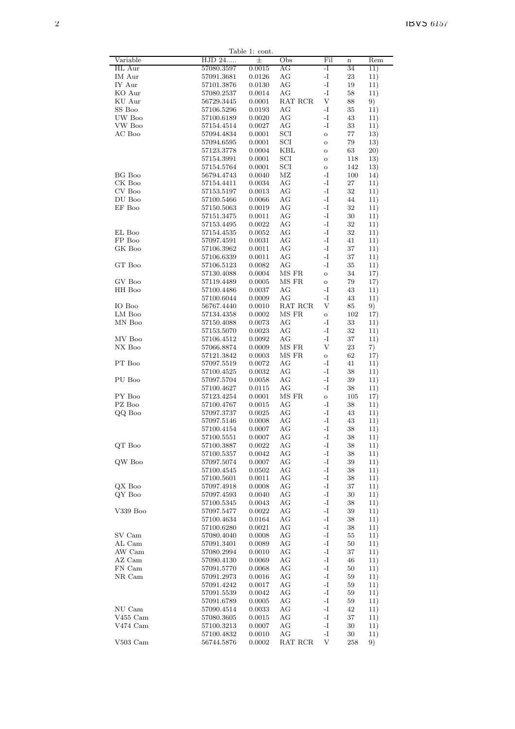Table 1: cont.

| Variable | HJD 24.... | ± | Obs | Fil | n | Rem |
|---|---|---|---|---|---|---|
| HL Aur | 57080.3597 | 0.0015 | AG | -I | 34 | 11) |
| IM Aur | 57091.3681 | 0.0126 | AG | -I | 23 | 11) |
| IY Aur | 57101.3876 | 0.0130 | AG | -I | 19 | 11) |
| KO Aur | 57080.2537 | 0.0014 | AG | -I | 58 | 11) |
| KU Aur | 56729.3445 | 0.0001 | RAT RCR | V | 88 | 9) |
| SS Boo | 57106.5296 | 0.0193 | AG | -I | 35 | 11) |
| UW Boo | 57100.6189 | 0.0020 | AG | -I | 43 | 11) |
| VW Boo | 57154.4514 | 0.0027 | AG | -I | 33 | 11) |
| AC Boo | 57094.4834 | 0.0001 | SCI | o | 77 | 13) |
| | 57094.6595 | 0.0001 | SCI | o | 79 | 13) |
| | 57123.3778 | 0.0004 | KBL | o | 63 | 20) |
| | 57154.3991 | 0.0001 | SCI | o | 118 | 13) |
| | 57154.5764 | 0.0001 | SCI | o | 142 | 13) |
| BG Boo | 56794.4743 | 0.0040 | MZ | -I | 100 | 14) |
| CK Boo | 57154.4411 | 0.0034 | AG | -I | 27 | 11) |
| CV Boo | 57153.5197 | 0.0013 | AG | -I | 32 | 11) |
| DU Boo | 57100.5466 | 0.0066 | AG | -I | 44 | 11) |
| EF Boo | 57150.5063 | 0.0019 | AG | -I | 32 | 11) |
| | 57151.3475 | 0.0011 | AG | -I | 30 | 11) |
| | 57153.4495 | 0.0022 | AG | -I | 32 | 11) |
| EL Boo | 57154.4535 | 0.0052 | AG | -I | 32 | 11) |
| FP Boo | 57097.4591 | 0.0031 | AG | -I | 41 | 11) |
| GK Boo | 57106.3962 | 0.0011 | AG | -I | 37 | 11) |
| | 57106.6339 | 0.0011 | AG | -I | 37 | 11) |
| GT Boo | 57106.5123 | 0.0082 | AG | -I | 35 | 11) |
| | 57130.4088 | 0.0004 | MS FR | o | 34 | 17) |
| GV Boo | 57119.4489 | 0.0005 | MS FR | o | 79 | 17) |
| HH Boo | 57100.4486 | 0.0037 | AG | -I | 43 | 11) |
| | 57100.6044 | 0.0009 | AG | -I | 43 | 11) |
| IO Boo | 56767.4440 | 0.0010 | RAT RCR | V | 85 | 9) |
| LM Boo | 57134.4358 | 0.0002 | MS FR | o | 102 | 17) |
| MN Boo | 57150.4088 | 0.0073 | AG | -I | 33 | 11) |
| | 57153.5070 | 0.0023 | AG | -I | 32 | 11) |
| MV Boo | 57106.4512 | 0.0092 | AG | -I | 37 | 11) |
| NX Boo | 57066.8874 | 0.0009 | MS FR | V | 23 | 7) |
| | 57121.3842 | 0.0003 | MS FR | o | 62 | 17) |
| PT Boo | 57097.5519 | 0.0072 | AG | -I | 41 | 11) |
| | 57100.4525 | 0.0032 | AG | -I | 38 | 11) |
| PU Boo | 57097.5704 | 0.0058 | AG | -I | 39 | 11) |
| | 57100.4627 | 0.0115 | AG | -I | 38 | 11) |
| PY Boo | 57123.4254 | 0.0001 | MS FR | o | 105 | 17) |
| PZ Boo | 57100.4767 | 0.0015 | AG | -I | 38 | 11) |
| QQ Boo | 57097.3737 | 0.0025 | AG | -I | 43 | 11) |
| | 57097.5146 | 0.0008 | AG | -I | 43 | 11) |
| | 57100.4154 | 0.0007 | AG | -I | 38 | 11) |
| | 57100.5551 | 0.0007 | AG | -I | 38 | 11) |
| QT Boo | 57100.3887 | 0.0022 | AG | -I | 38 | 11) |
| | 57100.5357 | 0.0042 | AG | -I | 38 | 11) |
| QW Boo | 57097.5074 | 0.0007 | AG | -I | 39 | 11) |
| | 57100.4545 | 0.0502 | AG | -I | 38 | 11) |
| | 57100.5601 | 0.0011 | AG | -I | 38 | 11) |
| QX Boo | 57097.4918 | 0.0008 | AG | -I | 37 | 11) |
| QY Boo | 57097.4593 | 0.0040 | AG | -I | 30 | 11) |
| | 57100.5345 | 0.0043 | AG | -I | 38 | 11) |
| V339 Boo | 57097.5477 | 0.0022 | AG | -I | 39 | 11) |
| | 57100.4634 | 0.0164 | AG | -I | 38 | 11) |
| | 57100.6280 | 0.0021 | AG | -I | 38 | 11) |
| SV Cam | 57080.4040 | 0.0008 | AG | -I | 55 | 11) |
| AL Cam | 57091.3401 | 0.0089 | AG | -I | 50 | 11) |
| AW Cam | 57080.2994 | 0.0010 | AG | -I | 37 | 11) |
| AZ Cam | 57090.4130 | 0.0069 | AG | -I | 46 | 11) |
| FN Cam | 57091.5770 | 0.0068 | AG | -I | 50 | 11) |
| NR Cam | 57091.2973 | 0.0016 | AG | -I | 59 | 11) |
| | 57091.4242 | 0.0017 | AG | -I | 59 | 11) |
| | 57091.5539 | 0.0042 | AG | -I | 59 | 11) |
| | 57091.6789 | 0.0005 | AG | -I | 59 | 11) |
| NU Cam | 57090.4514 | 0.0033 | AG | -I | 42 | 11) |
| V455 Cam | 57080.3605 | 0.0015 | AG | -I | 37 | 11) |
| V474 Cam | 57100.3213 | 0.0007 | AG | -I | 30 | 11) |
| | 57100.4832 | 0.0010 | AG | -I | 30 | 11) |
| V503 Cam | 56744.5876 | 0.0002 | RAT RCR | V | 258 | 9) |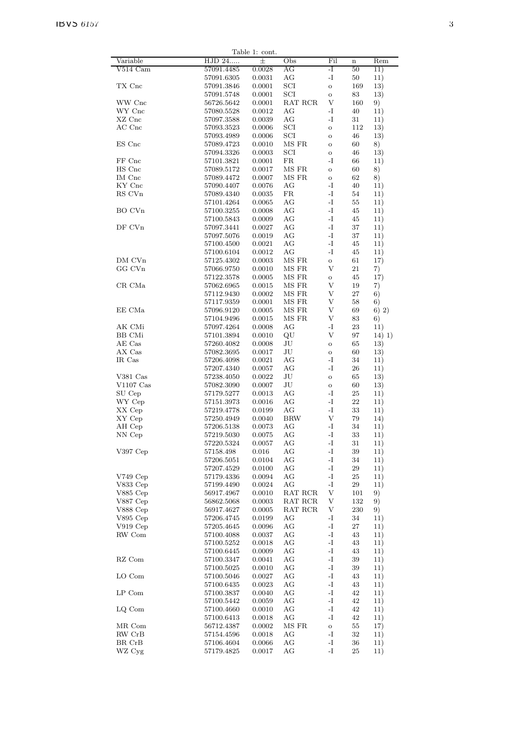Table 1: cont.

| Variable | HJD 24.... | ± | Obs | Fil | n | Rem |
|---|---|---|---|---|---|---|
| V514 Cam | 57091.4485 | 0.0028 | AG | -I | 50 | 11) |
| | 57091.6305 | 0.0031 | AG | -I | 50 | 11) |
| TX Cnc | 57091.3846 | 0.0001 | SCI | o | 169 | 13) |
| | 57091.5748 | 0.0001 | SCI | o | 83 | 13) |
| WW Cnc | 56726.5642 | 0.0001 | RAT RCR | V | 160 | 9) |
| WY Cnc | 57080.5528 | 0.0012 | AG | -I | 40 | 11) |
| XZ Cnc | 57097.3588 | 0.0039 | AG | -I | 31 | 11) |
| AC Cnc | 57093.3523 | 0.0006 | SCI | o | 112 | 13) |
| | 57093.4989 | 0.0006 | SCI | o | 46 | 13) |
| ES Cnc | 57089.4723 | 0.0010 | MS FR | o | 60 | 8) |
| | 57094.3326 | 0.0003 | SCI | o | 46 | 13) |
| FF Cnc | 57101.3821 | 0.0001 | FR | -I | 66 | 11) |
| HS Cnc | 57089.5172 | 0.0017 | MS FR | o | 60 | 8) |
| IM Cnc | 57089.4472 | 0.0007 | MS FR | o | 62 | 8) |
| KY Cnc | 57090.4407 | 0.0076 | AG | -I | 40 | 11) |
| RS CVn | 57089.4340 | 0.0035 | FR | -I | 54 | 11) |
| | 57101.4264 | 0.0065 | AG | -I | 55 | 11) |
| BO CVn | 57100.3255 | 0.0008 | AG | -I | 45 | 11) |
| | 57100.5843 | 0.0009 | AG | -I | 45 | 11) |
| DF CVn | 57097.3441 | 0.0027 | AG | -I | 37 | 11) |
| | 57097.5076 | 0.0019 | AG | -I | 37 | 11) |
| | 57100.4500 | 0.0021 | AG | -I | 45 | 11) |
| | 57100.6104 | 0.0012 | AG | -I | 45 | 11) |
| DM CVn | 57125.4302 | 0.0003 | MS FR | o | 61 | 17) |
| GG CVn | 57066.9750 | 0.0010 | MS FR | V | 21 | 7) |
| | 57122.3578 | 0.0005 | MS FR | o | 45 | 17) |
| CR CMa | 57062.6965 | 0.0015 | MS FR | V | 19 | 7) |
| | 57112.9430 | 0.0002 | MS FR | V | 27 | 6) |
| | 57117.9359 | 0.0001 | MS FR | V | 58 | 6) |
| EE CMa | 57096.9120 | 0.0005 | MS FR | V | 69 | 6) 2) |
| | 57104.9496 | 0.0015 | MS FR | V | 83 | 6) |
| AK CMi | 57097.4264 | 0.0008 | AG | -I | 23 | 11) |
| BB CMi | 57101.3894 | 0.0010 | QU | V | 97 | 14) 1) |
| AE Cas | 57260.4082 | 0.0008 | JU | o | 65 | 13) |
| AX Cas | 57082.3695 | 0.0017 | JU | o | 60 | 13) |
| IR Cas | 57206.4098 | 0.0021 | AG | -I | 34 | 11) |
| | 57207.4340 | 0.0057 | AG | -I | 26 | 11) |
| V381 Cas | 57238.4050 | 0.0022 | JU | o | 65 | 13) |
| V1107 Cas | 57082.3090 | 0.0007 | JU | o | 60 | 13) |
| SU Cep | 57179.5277 | 0.0013 | AG | -I | 25 | 11) |
| WY Cep | 57151.3973 | 0.0016 | AG | -I | 22 | 11) |
| XX Cep | 57219.4778 | 0.0199 | AG | -I | 33 | 11) |
| XY Cep | 57250.4949 | 0.0040 | BRW | V | 79 | 14) |
| AH Cep | 57206.5138 | 0.0073 | AG | -I | 34 | 11) |
| NN Cep | 57219.5030 | 0.0075 | AG | -I | 33 | 11) |
| | 57220.5324 | 0.0057 | AG | -I | 31 | 11) |
| V397 Cep | 57158.498 | 0.016 | AG | -I | 39 | 11) |
| | 57206.5051 | 0.0104 | AG | -I | 34 | 11) |
| | 57207.4529 | 0.0100 | AG | -I | 29 | 11) |
| V749 Cep | 57179.4336 | 0.0094 | AG | -I | 25 | 11) |
| V833 Cep | 57199.4490 | 0.0024 | AG | -I | 29 | 11) |
| V885 Cep | 56917.4967 | 0.0010 | RAT RCR | V | 101 | 9) |
| V887 Cep | 56862.5068 | 0.0003 | RAT RCR | V | 132 | 9) |
| V888 Cep | 56917.4627 | 0.0005 | RAT RCR | V | 230 | 9) |
| V895 Cep | 57206.4745 | 0.0199 | AG | -I | 34 | 11) |
| V919 Cep | 57205.4645 | 0.0096 | AG | -I | 27 | 11) |
| RW Com | 57100.4088 | 0.0037 | AG | -I | 43 | 11) |
| | 57100.5252 | 0.0018 | AG | -I | 43 | 11) |
| | 57100.6445 | 0.0009 | AG | -I | 43 | 11) |
| RZ Com | 57100.3347 | 0.0041 | AG | -I | 39 | 11) |
| | 57100.5025 | 0.0010 | AG | -I | 39 | 11) |
| LO Com | 57100.5046 | 0.0027 | AG | -I | 43 | 11) |
| | 57100.6435 | 0.0023 | AG | -I | 43 | 11) |
| LP Com | 57100.3837 | 0.0040 | AG | -I | 42 | 11) |
| | 57100.5442 | 0.0059 | AG | -I | 42 | 11) |
| LQ Com | 57100.4660 | 0.0010 | AG | -I | 42 | 11) |
| | 57100.6413 | 0.0018 | AG | -I | 42 | 11) |
| MR Com | 56712.4387 | 0.0002 | MS FR | o | 55 | 17) |
| RW CrB | 57154.4596 | 0.0018 | AG | -I | 32 | 11) |
| BR CrB | 57106.4604 | 0.0066 | AG | -I | 36 | 11) |
| WZ Cyg | 57179.4825 | 0.0017 | AG | -I | 25 | 11) |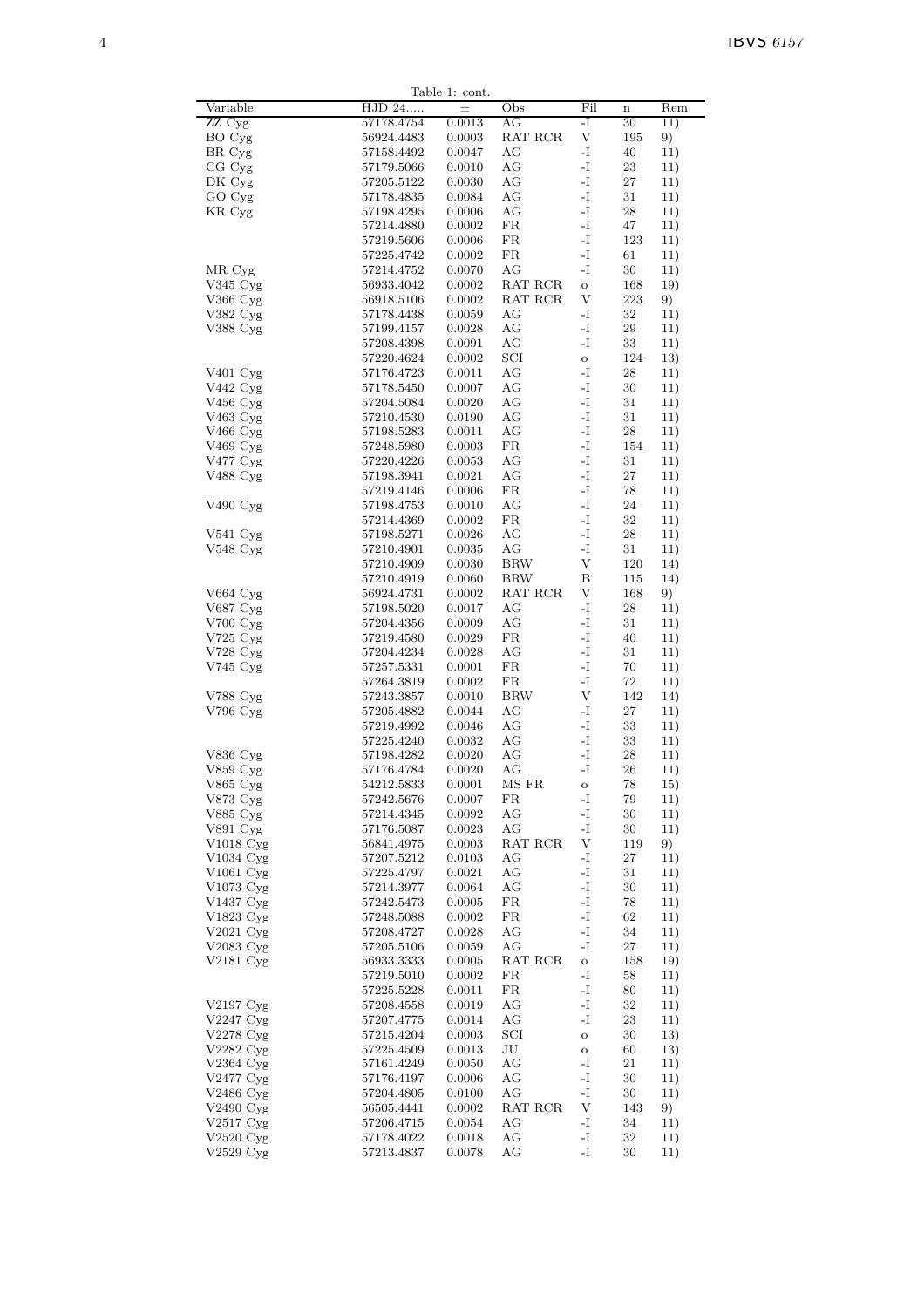Table 1: cont.

| Variable | HJD 24.... | ± | Obs | Fil | n | Rem |
|---|---|---|---|---|---|---|
| ZZ Cyg | 57178.4754 | 0.0013 | AG | -I | 30 | 11) |
| BO Cyg | 56924.4483 | 0.0003 | RAT RCR | V | 195 | 9) |
| BR Cyg | 57158.4492 | 0.0047 | AG | -I | 40 | 11) |
| CG Cyg | 57179.5066 | 0.0010 | AG | -I | 23 | 11) |
| DK Cyg | 57205.5122 | 0.0030 | AG | -I | 27 | 11) |
| GO Cyg | 57178.4835 | 0.0084 | AG | -I | 31 | 11) |
| KR Cyg | 57198.4295 | 0.0006 | AG | -I | 28 | 11) |
| | 57214.4880 | 0.0002 | FR | -I | 47 | 11) |
| | 57219.5606 | 0.0006 | FR | -I | 123 | 11) |
| | 57225.4742 | 0.0002 | FR | -I | 61 | 11) |
| MR Cyg | 57214.4752 | 0.0070 | AG | -I | 30 | 11) |
| V345 Cyg | 56933.4042 | 0.0002 | RAT RCR | o | 168 | 19) |
| V366 Cyg | 56918.5106 | 0.0002 | RAT RCR | V | 223 | 9) |
| V382 Cyg | 57178.4438 | 0.0059 | AG | -I | 32 | 11) |
| V388 Cyg | 57199.4157 | 0.0028 | AG | -I | 29 | 11) |
| | 57208.4398 | 0.0091 | AG | -I | 33 | 11) |
| | 57220.4624 | 0.0002 | SCI | o | 124 | 13) |
| V401 Cyg | 57176.4723 | 0.0011 | AG | -I | 28 | 11) |
| V442 Cyg | 57178.5450 | 0.0007 | AG | -I | 30 | 11) |
| V456 Cyg | 57204.5084 | 0.0020 | AG | -I | 31 | 11) |
| V463 Cyg | 57210.4530 | 0.0190 | AG | -I | 31 | 11) |
| V466 Cyg | 57198.5283 | 0.0011 | AG | -I | 28 | 11) |
| V469 Cyg | 57248.5980 | 0.0003 | FR | -I | 154 | 11) |
| V477 Cyg | 57220.4226 | 0.0053 | AG | -I | 31 | 11) |
| V488 Cyg | 57198.3941 | 0.0021 | AG | -I | 27 | 11) |
| | 57219.4146 | 0.0006 | FR | -I | 78 | 11) |
| V490 Cyg | 57198.4753 | 0.0010 | AG | -I | 24 | 11) |
| | 57214.4369 | 0.0002 | FR | -I | 32 | 11) |
| V541 Cyg | 57198.5271 | 0.0026 | AG | -I | 28 | 11) |
| V548 Cyg | 57210.4901 | 0.0035 | AG | -I | 31 | 11) |
| | 57210.4909 | 0.0030 | BRW | V | 120 | 14) |
| | 57210.4919 | 0.0060 | BRW | B | 115 | 14) |
| V664 Cyg | 56924.4731 | 0.0002 | RAT RCR | V | 168 | 9) |
| V687 Cyg | 57198.5020 | 0.0017 | AG | -I | 28 | 11) |
| V700 Cyg | 57204.4356 | 0.0009 | AG | -I | 31 | 11) |
| V725 Cyg | 57219.4580 | 0.0029 | FR | -I | 40 | 11) |
| V728 Cyg | 57204.4234 | 0.0028 | AG | -I | 31 | 11) |
| V745 Cyg | 57257.5331 | 0.0001 | FR | -I | 70 | 11) |
| | 57264.3819 | 0.0002 | FR | -I | 72 | 11) |
| V788 Cyg | 57243.3857 | 0.0010 | BRW | V | 142 | 14) |
| V796 Cyg | 57205.4882 | 0.0044 | AG | -I | 27 | 11) |
| | 57219.4992 | 0.0046 | AG | -I | 33 | 11) |
| | 57225.4240 | 0.0032 | AG | -I | 33 | 11) |
| V836 Cyg | 57198.4282 | 0.0020 | AG | -I | 28 | 11) |
| V859 Cyg | 57176.4784 | 0.0020 | AG | -I | 26 | 11) |
| V865 Cyg | 54212.5833 | 0.0001 | MS FR | o | 78 | 15) |
| V873 Cyg | 57242.5676 | 0.0007 | FR | -I | 79 | 11) |
| V885 Cyg | 57214.4345 | 0.0092 | AG | -I | 30 | 11) |
| V891 Cyg | 57176.5087 | 0.0023 | AG | -I | 30 | 11) |
| V1018 Cyg | 56841.4975 | 0.0003 | RAT RCR | V | 119 | 9) |
| V1034 Cyg | 57207.5212 | 0.0103 | AG | -I | 27 | 11) |
| V1061 Cyg | 57225.4797 | 0.0021 | AG | -I | 31 | 11) |
| V1073 Cyg | 57214.3977 | 0.0064 | AG | -I | 30 | 11) |
| V1437 Cyg | 57242.5473 | 0.0005 | FR | -I | 78 | 11) |
| V1823 Cyg | 57248.5088 | 0.0002 | FR | -I | 62 | 11) |
| V2021 Cyg | 57208.4727 | 0.0028 | AG | -I | 34 | 11) |
| V2083 Cyg | 57205.5106 | 0.0059 | AG | -I | 27 | 11) |
| V2181 Cyg | 56933.3333 | 0.0005 | RAT RCR | o | 158 | 19) |
| | 57219.5010 | 0.0002 | FR | -I | 58 | 11) |
| | 57225.5228 | 0.0011 | FR | -I | 80 | 11) |
| V2197 Cyg | 57208.4558 | 0.0019 | AG | -I | 32 | 11) |
| V2247 Cyg | 57207.4775 | 0.0014 | AG | -I | 23 | 11) |
| V2278 Cyg | 57215.4204 | 0.0003 | SCI | o | 30 | 13) |
| V2282 Cyg | 57225.4509 | 0.0013 | JU | o | 60 | 13) |
| V2364 Cyg | 57161.4249 | 0.0050 | AG | -I | 21 | 11) |
| V2477 Cyg | 57176.4197 | 0.0006 | AG | -I | 30 | 11) |
| V2486 Cyg | 57204.4805 | 0.0100 | AG | -I | 30 | 11) |
| V2490 Cyg | 56505.4441 | 0.0002 | RAT RCR | V | 143 | 9) |
| V2517 Cyg | 57206.4715 | 0.0054 | AG | -I | 34 | 11) |
| V2520 Cyg | 57178.4022 | 0.0018 | AG | -I | 32 | 11) |
| V2529 Cyg | 57213.4837 | 0.0078 | AG | -I | 30 | 11) |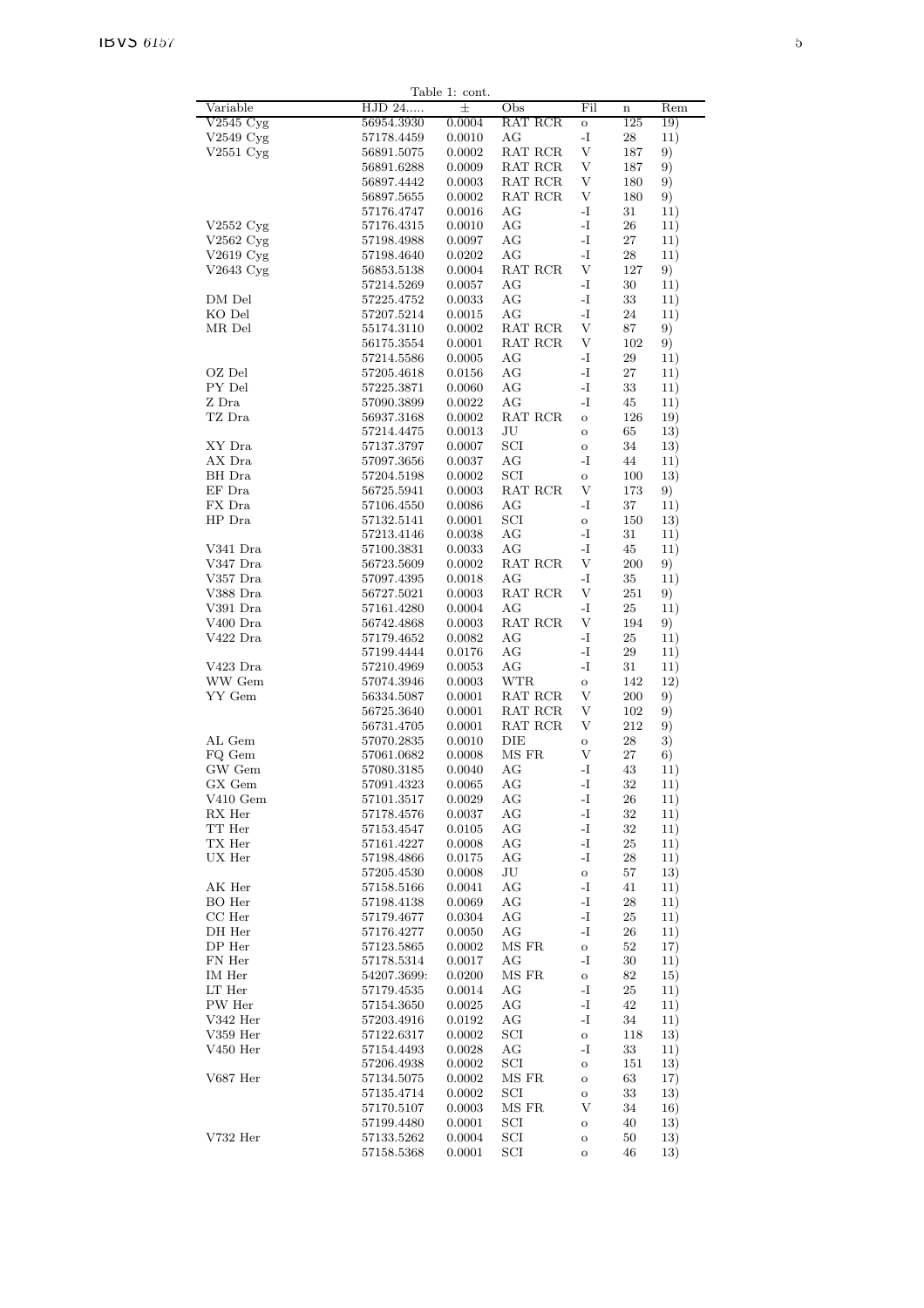Table 1: cont.

| Variable | HJD 24.... | ± | Obs | Fil | n | Rem |
|---|---|---|---|---|---|---|
| V2545 Cyg | 56954.3930 | 0.0004 | RAT RCR | o | 125 | 19) |
| V2549 Cyg | 57178.4459 | 0.0010 | AG | -I | 28 | 11) |
| V2551 Cyg | 56891.5075 | 0.0002 | RAT RCR | V | 187 | 9) |
| | 56891.6288 | 0.0009 | RAT RCR | V | 187 | 9) |
| | 56897.4442 | 0.0003 | RAT RCR | V | 180 | 9) |
| | 56897.5655 | 0.0002 | RAT RCR | V | 180 | 9) |
| | 57176.4747 | 0.0016 | AG | -I | 31 | 11) |
| V2552 Cyg | 57176.4315 | 0.0010 | AG | -I | 26 | 11) |
| V2562 Cyg | 57198.4988 | 0.0097 | AG | -I | 27 | 11) |
| V2619 Cyg | 57198.4640 | 0.0202 | AG | -I | 28 | 11) |
| V2643 Cyg | 56853.5138 | 0.0004 | RAT RCR | V | 127 | 9) |
| | 57214.5269 | 0.0057 | AG | -I | 30 | 11) |
| DM Del | 57225.4752 | 0.0033 | AG | -I | 33 | 11) |
| KO Del | 57207.5214 | 0.0015 | AG | -I | 24 | 11) |
| MR Del | 55174.3110 | 0.0002 | RAT RCR | V | 87 | 9) |
| | 56175.3554 | 0.0001 | RAT RCR | V | 102 | 9) |
| | 57214.5586 | 0.0005 | AG | -I | 29 | 11) |
| OZ Del | 57205.4618 | 0.0156 | AG | -I | 27 | 11) |
| PY Del | 57225.3871 | 0.0060 | AG | -I | 33 | 11) |
| Z Dra | 57090.3899 | 0.0022 | AG | -I | 45 | 11) |
| TZ Dra | 56937.3168 | 0.0002 | RAT RCR | o | 126 | 19) |
| | 57214.4475 | 0.0013 | JU | o | 65 | 13) |
| XY Dra | 57137.3797 | 0.0007 | SCI | o | 34 | 13) |
| AX Dra | 57097.3656 | 0.0037 | AG | -I | 44 | 11) |
| BH Dra | 57204.5198 | 0.0002 | SCI | o | 100 | 13) |
| EF Dra | 56725.5941 | 0.0003 | RAT RCR | V | 173 | 9) |
| FX Dra | 57106.4550 | 0.0086 | AG | -I | 37 | 11) |
| HP Dra | 57132.5141 | 0.0001 | SCI | o | 150 | 13) |
| | 57213.4146 | 0.0038 | AG | -I | 31 | 11) |
| V341 Dra | 57100.3831 | 0.0033 | AG | -I | 45 | 11) |
| V347 Dra | 56723.5609 | 0.0002 | RAT RCR | V | 200 | 9) |
| V357 Dra | 57097.4395 | 0.0018 | AG | -I | 35 | 11) |
| V388 Dra | 56727.5021 | 0.0003 | RAT RCR | V | 251 | 9) |
| V391 Dra | 57161.4280 | 0.0004 | AG | -I | 25 | 11) |
| V400 Dra | 56742.4868 | 0.0003 | RAT RCR | V | 194 | 9) |
| V422 Dra | 57179.4652 | 0.0082 | AG | -I | 25 | 11) |
| | 57199.4444 | 0.0176 | AG | -I | 29 | 11) |
| V423 Dra | 57210.4969 | 0.0053 | AG | -I | 31 | 11) |
| WW Gem | 57074.3946 | 0.0003 | WTR | o | 142 | 12) |
| YY Gem | 56334.5087 | 0.0001 | RAT RCR | V | 200 | 9) |
| | 56725.3640 | 0.0001 | RAT RCR | V | 102 | 9) |
| | 56731.4705 | 0.0001 | RAT RCR | V | 212 | 9) |
| AL Gem | 57070.2835 | 0.0010 | DIE | o | 28 | 3) |
| FQ Gem | 57061.0682 | 0.0008 | MS FR | V | 27 | 6) |
| GW Gem | 57080.3185 | 0.0040 | AG | -I | 43 | 11) |
| GX Gem | 57091.4323 | 0.0065 | AG | -I | 32 | 11) |
| V410 Gem | 57101.3517 | 0.0029 | AG | -I | 26 | 11) |
| RX Her | 57178.4576 | 0.0037 | AG | -I | 32 | 11) |
| TT Her | 57153.4547 | 0.0105 | AG | -I | 32 | 11) |
| TX Her | 57161.4227 | 0.0008 | AG | -I | 25 | 11) |
| UX Her | 57198.4866 | 0.0175 | AG | -I | 28 | 11) |
| | 57205.4530 | 0.0008 | JU | o | 57 | 13) |
| AK Her | 57158.5166 | 0.0041 | AG | -I | 41 | 11) |
| BO Her | 57198.4138 | 0.0069 | AG | -I | 28 | 11) |
| CC Her | 57179.4677 | 0.0304 | AG | -I | 25 | 11) |
| DH Her | 57176.4277 | 0.0050 | AG | -I | 26 | 11) |
| DP Her | 57123.5865 | 0.0002 | MS FR | o | 52 | 17) |
| FN Her | 57178.5314 | 0.0017 | AG | -I | 30 | 11) |
| IM Her | 54207.3699: | 0.0200 | MS FR | o | 82 | 15) |
| LT Her | 57179.4535 | 0.0014 | AG | -I | 25 | 11) |
| PW Her | 57154.3650 | 0.0025 | AG | -I | 42 | 11) |
| V342 Her | 57203.4916 | 0.0192 | AG | -I | 34 | 11) |
| V359 Her | 57122.6317 | 0.0002 | SCI | o | 118 | 13) |
| V450 Her | 57154.4493 | 0.0028 | AG | -I | 33 | 11) |
| | 57206.4938 | 0.0002 | SCI | o | 151 | 13) |
| V687 Her | 57134.5075 | 0.0002 | MS FR | o | 63 | 17) |
| | 57135.4714 | 0.0002 | SCI | o | 33 | 13) |
| | 57170.5107 | 0.0003 | MS FR | V | 34 | 16) |
| | 57199.4480 | 0.0001 | SCI | o | 40 | 13) |
| V732 Her | 57133.5262 | 0.0004 | SCI | o | 50 | 13) |
| | 57158.5368 | 0.0001 | SCI | o | 46 | 13) |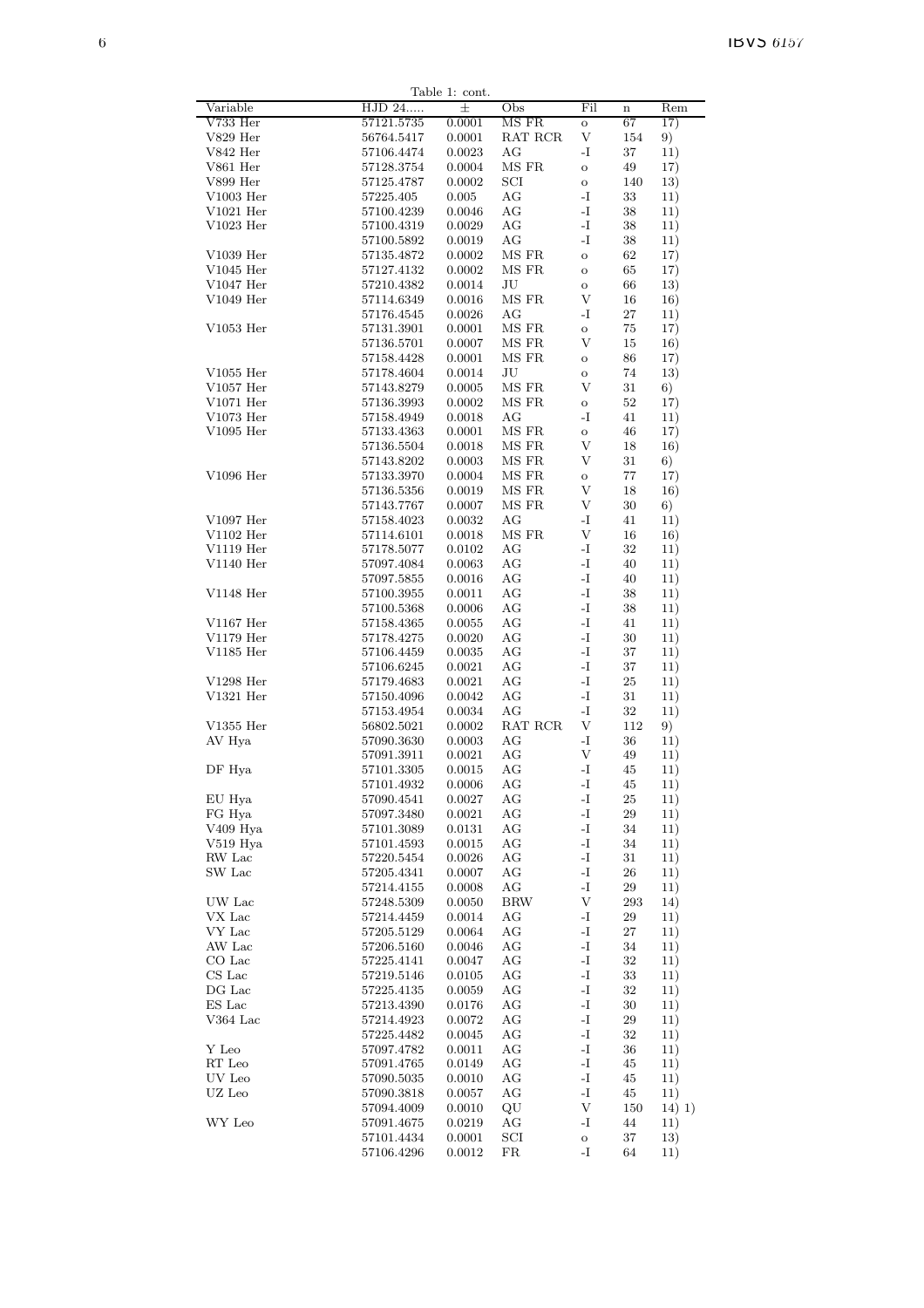Table 1: cont.

| Variable | HJD 24.... | ± | Obs | Fil | n | Rem |
|---|---|---|---|---|---|---|
| V733 Her | 57121.5735 | 0.0001 | MS FR | o | 67 | 17) |
| V829 Her | 56764.5417 | 0.0001 | RAT RCR | V | 154 | 9) |
| V842 Her | 57106.4474 | 0.0023 | AG | -I | 37 | 11) |
| V861 Her | 57128.3754 | 0.0004 | MS FR | o | 49 | 17) |
| V899 Her | 57125.4787 | 0.0002 | SCI | o | 140 | 13) |
| V1003 Her | 57225.405 | 0.005 | AG | -I | 33 | 11) |
| V1021 Her | 57100.4239 | 0.0046 | AG | -I | 38 | 11) |
| V1023 Her | 57100.4319 | 0.0029 | AG | -I | 38 | 11) |
| | 57100.5892 | 0.0019 | AG | -I | 38 | 11) |
| V1039 Her | 57135.4872 | 0.0002 | MS FR | o | 62 | 17) |
| V1045 Her | 57127.4132 | 0.0002 | MS FR | o | 65 | 17) |
| V1047 Her | 57210.4382 | 0.0014 | JU | o | 66 | 13) |
| V1049 Her | 57114.6349 | 0.0016 | MS FR | V | 16 | 16) |
| | 57176.4545 | 0.0026 | AG | -I | 27 | 11) |
| V1053 Her | 57131.3901 | 0.0001 | MS FR | o | 75 | 17) |
| | 57136.5701 | 0.0007 | MS FR | V | 15 | 16) |
| | 57158.4428 | 0.0001 | MS FR | o | 86 | 17) |
| V1055 Her | 57178.4604 | 0.0014 | JU | o | 74 | 13) |
| V1057 Her | 57143.8279 | 0.0005 | MS FR | V | 31 | 6) |
| V1071 Her | 57136.3993 | 0.0002 | MS FR | o | 52 | 17) |
| V1073 Her | 57158.4949 | 0.0018 | AG | -I | 41 | 11) |
| V1095 Her | 57133.4363 | 0.0001 | MS FR | o | 46 | 17) |
| | 57136.5504 | 0.0018 | MS FR | V | 18 | 16) |
| | 57143.8202 | 0.0003 | MS FR | V | 31 | 6) |
| V1096 Her | 57133.3970 | 0.0004 | MS FR | o | 77 | 17) |
| | 57136.5356 | 0.0019 | MS FR | V | 18 | 16) |
| | 57143.7767 | 0.0007 | MS FR | V | 30 | 6) |
| V1097 Her | 57158.4023 | 0.0032 | AG | -I | 41 | 11) |
| V1102 Her | 57114.6101 | 0.0018 | MS FR | V | 16 | 16) |
| V1119 Her | 57178.5077 | 0.0102 | AG | -I | 32 | 11) |
| V1140 Her | 57097.4084 | 0.0063 | AG | -I | 40 | 11) |
| | 57097.5855 | 0.0016 | AG | -I | 40 | 11) |
| V1148 Her | 57100.3955 | 0.0011 | AG | -I | 38 | 11) |
| | 57100.5368 | 0.0006 | AG | -I | 38 | 11) |
| V1167 Her | 57158.4365 | 0.0055 | AG | -I | 41 | 11) |
| V1179 Her | 57178.4275 | 0.0020 | AG | -I | 30 | 11) |
| V1185 Her | 57106.4459 | 0.0035 | AG | -I | 37 | 11) |
| | 57106.6245 | 0.0021 | AG | -I | 37 | 11) |
| V1298 Her | 57179.4683 | 0.0021 | AG | -I | 25 | 11) |
| V1321 Her | 57150.4096 | 0.0042 | AG | -I | 31 | 11) |
| | 57153.4954 | 0.0034 | AG | -I | 32 | 11) |
| V1355 Her | 56802.5021 | 0.0002 | RAT RCR | V | 112 | 9) |
| AV Hya | 57090.3630 | 0.0003 | AG | -I | 36 | 11) |
| | 57091.3911 | 0.0021 | AG | V | 49 | 11) |
| DF Hya | 57101.3305 | 0.0015 | AG | -I | 45 | 11) |
| | 57101.4932 | 0.0006 | AG | -I | 45 | 11) |
| EU Hya | 57090.4541 | 0.0027 | AG | -I | 25 | 11) |
| FG Hya | 57097.3480 | 0.0021 | AG | -I | 29 | 11) |
| V409 Hya | 57101.3089 | 0.0131 | AG | -I | 34 | 11) |
| V519 Hya | 57101.4593 | 0.0015 | AG | -I | 34 | 11) |
| RW Lac | 57220.5454 | 0.0026 | AG | -I | 31 | 11) |
| SW Lac | 57205.4341 | 0.0007 | AG | -I | 26 | 11) |
| | 57214.4155 | 0.0008 | AG | -I | 29 | 11) |
| UW Lac | 57248.5309 | 0.0050 | BRW | V | 293 | 14) |
| VX Lac | 57214.4459 | 0.0014 | AG | -I | 29 | 11) |
| VY Lac | 57205.5129 | 0.0064 | AG | -I | 27 | 11) |
| AW Lac | 57206.5160 | 0.0046 | AG | -I | 34 | 11) |
| CO Lac | 57225.4141 | 0.0047 | AG | -I | 32 | 11) |
| CS Lac | 57219.5146 | 0.0105 | AG | -I | 33 | 11) |
| DG Lac | 57225.4135 | 0.0059 | AG | -I | 32 | 11) |
| ES Lac | 57213.4390 | 0.0176 | AG | -I | 30 | 11) |
| V364 Lac | 57214.4923 | 0.0072 | AG | -I | 29 | 11) |
| | 57225.4482 | 0.0045 | AG | -I | 32 | 11) |
| Y Leo | 57097.4782 | 0.0011 | AG | -I | 36 | 11) |
| RT Leo | 57091.4765 | 0.0149 | AG | -I | 45 | 11) |
| UV Leo | 57090.5035 | 0.0010 | AG | -I | 45 | 11) |
| UZ Leo | 57090.3818 | 0.0057 | AG | -I | 45 | 11) |
| | 57094.4009 | 0.0010 | QU | V | 150 | 14) 1) |
| WY Leo | 57091.4675 | 0.0219 | AG | -I | 44 | 11) |
| | 57101.4434 | 0.0001 | SCI | o | 37 | 13) |
| | 57106.4296 | 0.0012 | FR | -I | 64 | 11) |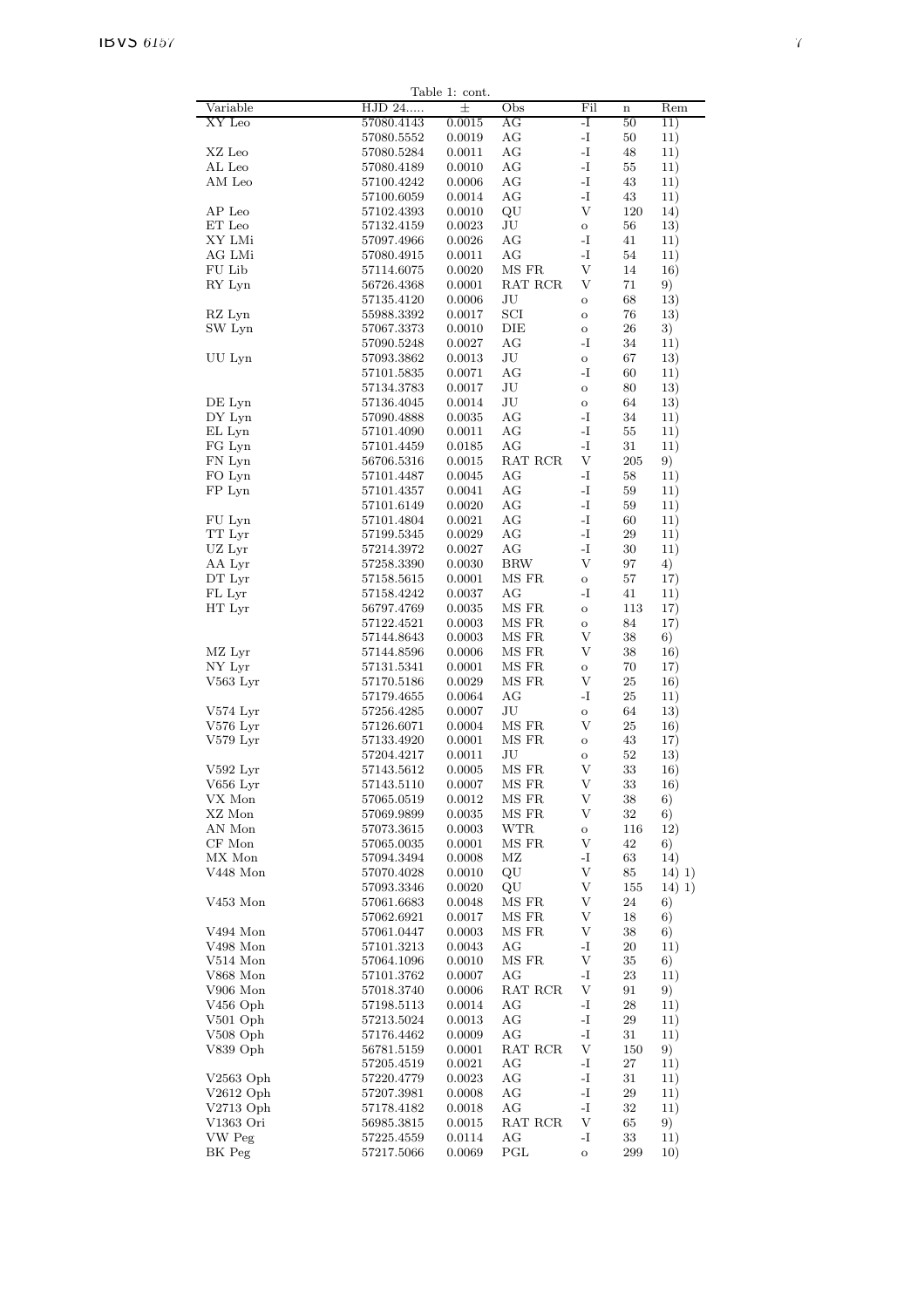Table 1: cont.

| Variable | HJD 24..... | ± | Obs | Fil | n | Rem |
|---|---|---|---|---|---|---|
| XY Leo | 57080.4143 | 0.0015 | AG | -I | 50 | 11) |
| | 57080.5552 | 0.0019 | AG | -I | 50 | 11) |
| XZ Leo | 57080.5284 | 0.0011 | AG | -I | 48 | 11) |
| AL Leo | 57080.4189 | 0.0010 | AG | -I | 55 | 11) |
| AM Leo | 57100.4242 | 0.0006 | AG | -I | 43 | 11) |
| | 57100.6059 | 0.0014 | AG | -I | 43 | 11) |
| AP Leo | 57102.4393 | 0.0010 | QU | V | 120 | 14) |
| ET Leo | 57132.4159 | 0.0023 | JU | o | 56 | 13) |
| XY LMi | 57097.4966 | 0.0026 | AG | -I | 41 | 11) |
| AG LMi | 57080.4915 | 0.0011 | AG | -I | 54 | 11) |
| FU Lib | 57114.6075 | 0.0020 | MS FR | V | 14 | 16) |
| RY Lyn | 56726.4368 | 0.0001 | RAT RCR | V | 71 | 9) |
| | 57135.4120 | 0.0006 | JU | o | 68 | 13) |
| RZ Lyn | 55988.3392 | 0.0017 | SCI | o | 76 | 13) |
| SW Lyn | 57067.3373 | 0.0010 | DIE | o | 26 | 3) |
| | 57090.5248 | 0.0027 | AG | -I | 34 | 11) |
| UU Lyn | 57093.3862 | 0.0013 | JU | o | 67 | 13) |
| | 57101.5835 | 0.0071 | AG | -I | 60 | 11) |
| | 57134.3783 | 0.0017 | JU | o | 80 | 13) |
| DE Lyn | 57136.4045 | 0.0014 | JU | o | 64 | 13) |
| DY Lyn | 57090.4888 | 0.0035 | AG | -I | 34 | 11) |
| EL Lyn | 57101.4090 | 0.0011 | AG | -I | 55 | 11) |
| FG Lyn | 57101.4459 | 0.0185 | AG | -I | 31 | 11) |
| FN Lyn | 56706.5316 | 0.0015 | RAT RCR | V | 205 | 9) |
| FO Lyn | 57101.4487 | 0.0045 | AG | -I | 58 | 11) |
| FP Lyn | 57101.4357 | 0.0041 | AG | -I | 59 | 11) |
| | 57101.6149 | 0.0020 | AG | -I | 59 | 11) |
| FU Lyn | 57101.4804 | 0.0021 | AG | -I | 60 | 11) |
| TT Lyr | 57199.5345 | 0.0029 | AG | -I | 29 | 11) |
| UZ Lyr | 57214.3972 | 0.0027 | AG | -I | 30 | 11) |
| AA Lyr | 57258.3390 | 0.0030 | BRW | V | 97 | 4) |
| DT Lyr | 57158.5615 | 0.0001 | MS FR | o | 57 | 17) |
| FL Lyr | 57158.4242 | 0.0037 | AG | -I | 41 | 11) |
| HT Lyr | 56797.4769 | 0.0035 | MS FR | o | 113 | 17) |
| | 57122.4521 | 0.0003 | MS FR | o | 84 | 17) |
| | 57144.8643 | 0.0003 | MS FR | V | 38 | 6) |
| MZ Lyr | 57144.8596 | 0.0006 | MS FR | V | 38 | 16) |
| NY Lyr | 57131.5341 | 0.0001 | MS FR | o | 70 | 17) |
| V563 Lyr | 57170.5186 | 0.0029 | MS FR | V | 25 | 16) |
| | 57179.4655 | 0.0064 | AG | -I | 25 | 11) |
| V574 Lyr | 57256.4285 | 0.0007 | JU | o | 64 | 13) |
| V576 Lyr | 57126.6071 | 0.0004 | MS FR | V | 25 | 16) |
| V579 Lyr | 57133.4920 | 0.0001 | MS FR | o | 43 | 17) |
| | 57204.4217 | 0.0011 | JU | o | 52 | 13) |
| V592 Lyr | 57143.5612 | 0.0005 | MS FR | V | 33 | 16) |
| V656 Lyr | 57143.5110 | 0.0007 | MS FR | V | 33 | 16) |
| VX Mon | 57065.0519 | 0.0012 | MS FR | V | 38 | 6) |
| XZ Mon | 57069.9899 | 0.0035 | MS FR | V | 32 | 6) |
| AN Mon | 57073.3615 | 0.0003 | WTR | o | 116 | 12) |
| CF Mon | 57065.0035 | 0.0001 | MS FR | V | 42 | 6) |
| MX Mon | 57094.3494 | 0.0008 | MZ | -I | 63 | 14) |
| V448 Mon | 57070.4028 | 0.0010 | QU | V | 85 | 14) 1) |
| | 57093.3346 | 0.0020 | QU | V | 155 | 14) 1) |
| V453 Mon | 57061.6683 | 0.0048 | MS FR | V | 24 | 6) |
| | 57062.6921 | 0.0017 | MS FR | V | 18 | 6) |
| V494 Mon | 57061.0447 | 0.0003 | MS FR | V | 38 | 6) |
| V498 Mon | 57101.3213 | 0.0043 | AG | -I | 20 | 11) |
| V514 Mon | 57064.1096 | 0.0010 | MS FR | V | 35 | 6) |
| V868 Mon | 57101.3762 | 0.0007 | AG | -I | 23 | 11) |
| V906 Mon | 57018.3740 | 0.0006 | RAT RCR | V | 91 | 9) |
| V456 Oph | 57198.5113 | 0.0014 | AG | -I | 28 | 11) |
| V501 Oph | 57213.5024 | 0.0013 | AG | -I | 29 | 11) |
| V508 Oph | 57176.4462 | 0.0009 | AG | -I | 31 | 11) |
| V839 Oph | 56781.5159 | 0.0001 | RAT RCR | V | 150 | 9) |
| | 57205.4519 | 0.0021 | AG | -I | 27 | 11) |
| V2563 Oph | 57220.4779 | 0.0023 | AG | -I | 31 | 11) |
| V2612 Oph | 57207.3981 | 0.0008 | AG | -I | 29 | 11) |
| V2713 Oph | 57178.4182 | 0.0018 | AG | -I | 32 | 11) |
| V1363 Ori | 56985.3815 | 0.0015 | RAT RCR | V | 65 | 9) |
| VW Peg | 57225.4559 | 0.0114 | AG | -I | 33 | 11) |
| BK Peg | 57217.5066 | 0.0069 | PGL | o | 299 | 10) |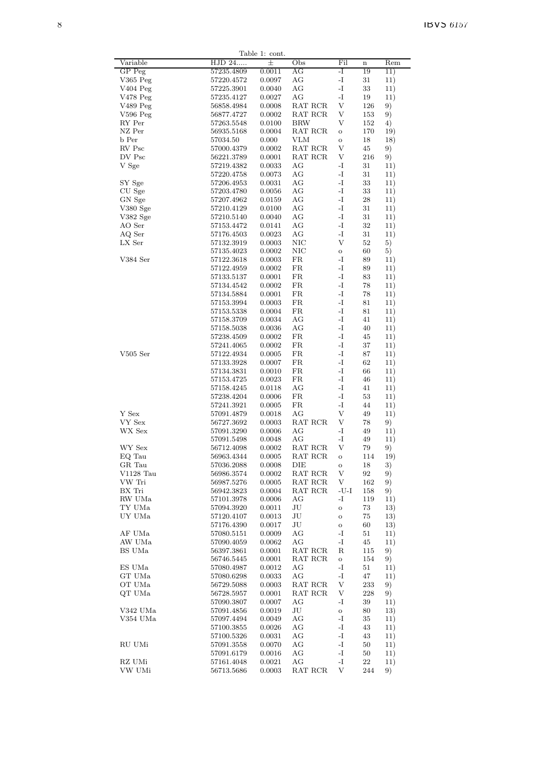Table 1: cont.

| Variable | HJD 24..... | ± | Obs | Fil | n | Rem |
|---|---|---|---|---|---|---|
| GP Peg | 57235.4809 | 0.0011 | AG | -I | 19 | 11) |
| V365 Peg | 57220.4572 | 0.0097 | AG | -I | 31 | 11) |
| V404 Peg | 57225.3901 | 0.0040 | AG | -I | 33 | 11) |
| V478 Peg | 57235.4127 | 0.0027 | AG | -I | 19 | 11) |
| V489 Peg | 56858.4984 | 0.0008 | RAT RCR | V | 126 | 9) |
| V596 Peg | 56877.4727 | 0.0002 | RAT RCR | V | 153 | 9) |
| RY Per | 57263.5548 | 0.0100 | BRW | V | 152 | 4) |
| NZ Per | 56935.5168 | 0.0004 | RAT RCR | o | 170 | 19) |
| b Per | 57034.50 | 0.000 | VLM | o | 18 | 18) |
| RV Psc | 57000.4379 | 0.0002 | RAT RCR | V | 45 | 9) |
| DV Psc | 56221.3789 | 0.0001 | RAT RCR | V | 216 | 9) |
| V Sge | 57219.4382 | 0.0033 | AG | -I | 31 | 11) |
| | 57220.4758 | 0.0073 | AG | -I | 31 | 11) |
| SY Sge | 57206.4953 | 0.0031 | AG | -I | 33 | 11) |
| CU Sge | 57203.4780 | 0.0056 | AG | -I | 33 | 11) |
| GN Sge | 57207.4962 | 0.0159 | AG | -I | 28 | 11) |
| V380 Sge | 57210.4129 | 0.0100 | AG | -I | 31 | 11) |
| V382 Sge | 57210.5140 | 0.0040 | AG | -I | 31 | 11) |
| AO Ser | 57153.4472 | 0.0141 | AG | -I | 32 | 11) |
| AQ Ser | 57176.4503 | 0.0023 | AG | -I | 31 | 11) |
| LX Ser | 57132.3919 | 0.0003 | NIC | V | 52 | 5) |
| | 57135.4023 | 0.0002 | NIC | o | 60 | 5) |
| V384 Ser | 57122.3618 | 0.0003 | FR | -I | 89 | 11) |
| | 57122.4959 | 0.0002 | FR | -I | 89 | 11) |
| | 57133.5137 | 0.0001 | FR | -I | 83 | 11) |
| | 57134.4542 | 0.0002 | FR | -I | 78 | 11) |
| | 57134.5884 | 0.0001 | FR | -I | 78 | 11) |
| | 57153.3994 | 0.0003 | FR | -I | 81 | 11) |
| | 57153.5338 | 0.0004 | FR | -I | 81 | 11) |
| | 57158.3709 | 0.0034 | AG | -I | 41 | 11) |
| | 57158.5038 | 0.0036 | AG | -I | 40 | 11) |
| | 57238.4509 | 0.0002 | FR | -I | 45 | 11) |
| | 57241.4065 | 0.0002 | FR | -I | 37 | 11) |
| V505 Ser | 57122.4934 | 0.0005 | FR | -I | 87 | 11) |
| | 57133.3928 | 0.0007 | FR | -I | 62 | 11) |
| | 57134.3831 | 0.0010 | FR | -I | 66 | 11) |
| | 57153.4725 | 0.0023 | FR | -I | 46 | 11) |
| | 57158.4245 | 0.0118 | AG | -I | 41 | 11) |
| | 57238.4204 | 0.0006 | FR | -I | 53 | 11) |
| | 57241.3921 | 0.0005 | FR | -I | 44 | 11) |
| Y Sex | 57091.4879 | 0.0018 | AG | V | 49 | 11) |
| VY Sex | 56727.3692 | 0.0003 | RAT RCR | V | 78 | 9) |
| WX Sex | 57091.3290 | 0.0006 | AG | -I | 49 | 11) |
| | 57091.5498 | 0.0048 | AG | -I | 49 | 11) |
| WY Sex | 56712.4098 | 0.0002 | RAT RCR | V | 79 | 9) |
| EQ Tau | 56963.4344 | 0.0005 | RAT RCR | o | 114 | 19) |
| GR Tau | 57036.2088 | 0.0008 | DIE | o | 18 | 3) |
| V1128 Tau | 56986.3574 | 0.0002 | RAT RCR | V | 92 | 9) |
| VW Tri | 56987.5276 | 0.0005 | RAT RCR | V | 162 | 9) |
| BX Tri | 56942.3823 | 0.0004 | RAT RCR | -U-I | 158 | 9) |
| RW UMa | 57101.3978 | 0.0006 | AG | -I | 119 | 11) |
| TY UMa | 57094.3920 | 0.0011 | JU | o | 73 | 13) |
| UY UMa | 57120.4107 | 0.0013 | JU | o | 75 | 13) |
| | 57176.4390 | 0.0017 | JU | o | 60 | 13) |
| AF UMa | 57080.5151 | 0.0009 | AG | -I | 51 | 11) |
| AW UMa | 57090.4059 | 0.0062 | AG | -I | 45 | 11) |
| BS UMa | 56397.3861 | 0.0001 | RAT RCR | R | 115 | 9) |
| | 56746.5445 | 0.0001 | RAT RCR | o | 154 | 9) |
| ES UMa | 57080.4987 | 0.0012 | AG | -I | 51 | 11) |
| GT UMa | 57080.6298 | 0.0033 | AG | -I | 47 | 11) |
| OT UMa | 56729.5088 | 0.0003 | RAT RCR | V | 233 | 9) |
| QT UMa | 56728.5957 | 0.0001 | RAT RCR | V | 228 | 9) |
| | 57090.3807 | 0.0007 | AG | -I | 39 | 11) |
| V342 UMa | 57091.4856 | 0.0019 | JU | o | 80 | 13) |
| V354 UMa | 57097.4494 | 0.0049 | AG | -I | 35 | 11) |
| | 57100.3855 | 0.0026 | AG | -I | 43 | 11) |
| | 57100.5326 | 0.0031 | AG | -I | 43 | 11) |
| RU UMi | 57091.3558 | 0.0070 | AG | -I | 50 | 11) |
| | 57091.6179 | 0.0016 | AG | -I | 50 | 11) |
| RZ UMi | 57161.4048 | 0.0021 | AG | -I | 22 | 11) |
| VW UMi | 56713.5686 | 0.0003 | RAT RCR | V | 244 | 9) |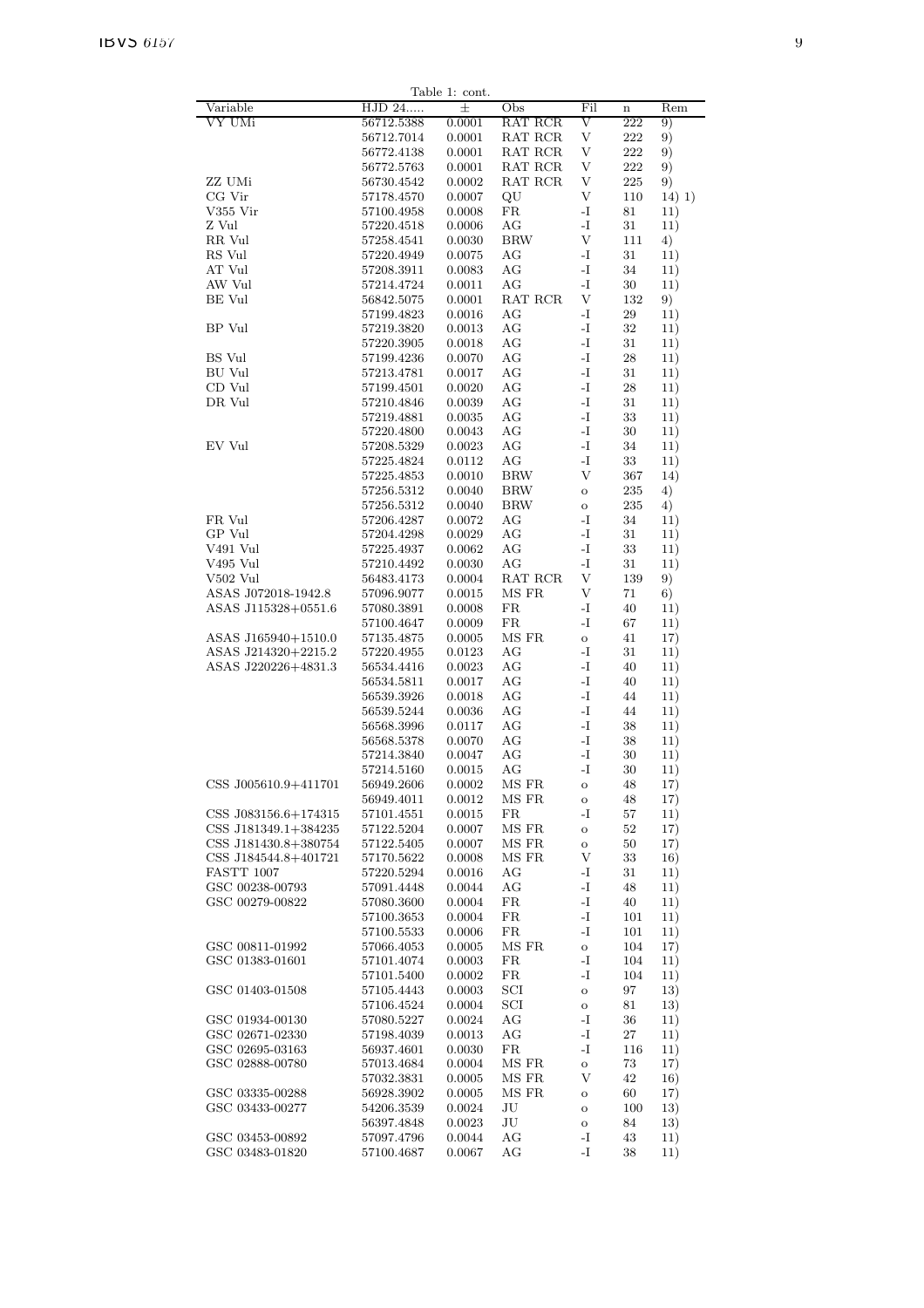Table 1: cont.

| Variable | HJD 24..... | ± | Obs | Fil | n | Rem |
|---|---|---|---|---|---|---|
| VY UMi | 56712.5388 | 0.0001 | RAT RCR | V | 222 | 9) |
| | 56712.7014 | 0.0001 | RAT RCR | V | 222 | 9) |
| | 56772.4138 | 0.0001 | RAT RCR | V | 222 | 9) |
| | 56772.5763 | 0.0001 | RAT RCR | V | 222 | 9) |
| ZZ UMi | 56730.4542 | 0.0002 | RAT RCR | V | 225 | 9) |
| CG Vir | 57178.4570 | 0.0007 | QU | V | 110 | 14) 1) |
| V355 Vir | 57100.4958 | 0.0008 | FR | -I | 81 | 11) |
| Z Vul | 57220.4518 | 0.0006 | AG | -I | 31 | 11) |
| RR Vul | 57258.4541 | 0.0030 | BRW | V | 111 | 4) |
| RS Vul | 57220.4949 | 0.0075 | AG | -I | 31 | 11) |
| AT Vul | 57208.3911 | 0.0083 | AG | -I | 34 | 11) |
| AW Vul | 57214.4724 | 0.0011 | AG | -I | 30 | 11) |
| BE Vul | 56842.5075 | 0.0001 | RAT RCR | V | 132 | 9) |
| | 57199.4823 | 0.0016 | AG | -I | 29 | 11) |
| BP Vul | 57219.3820 | 0.0013 | AG | -I | 32 | 11) |
| | 57220.3905 | 0.0018 | AG | -I | 31 | 11) |
| BS Vul | 57199.4236 | 0.0070 | AG | -I | 28 | 11) |
| BU Vul | 57213.4781 | 0.0017 | AG | -I | 31 | 11) |
| CD Vul | 57199.4501 | 0.0020 | AG | -I | 28 | 11) |
| DR Vul | 57210.4846 | 0.0039 | AG | -I | 31 | 11) |
| | 57219.4881 | 0.0035 | AG | -I | 33 | 11) |
| | 57220.4800 | 0.0043 | AG | -I | 30 | 11) |
| EV Vul | 57208.5329 | 0.0023 | AG | -I | 34 | 11) |
| | 57225.4824 | 0.0112 | AG | -I | 33 | 11) |
| | 57225.4853 | 0.0010 | BRW | V | 367 | 14) |
| | 57256.5312 | 0.0040 | BRW | o | 235 | 4) |
| | 57256.5312 | 0.0040 | BRW | o | 235 | 4) |
| FR Vul | 57206.4287 | 0.0072 | AG | -I | 34 | 11) |
| GP Vul | 57204.4298 | 0.0029 | AG | -I | 31 | 11) |
| V491 Vul | 57225.4937 | 0.0062 | AG | -I | 33 | 11) |
| V495 Vul | 57210.4492 | 0.0030 | AG | -I | 31 | 11) |
| V502 Vul | 56483.4173 | 0.0004 | RAT RCR | V | 139 | 9) |
| ASAS J072018-1942.8 | 57096.9077 | 0.0015 | MS FR | V | 71 | 6) |
| ASAS J115328+0551.6 | 57080.3891 | 0.0008 | FR | -I | 40 | 11) |
| | 57100.4647 | 0.0009 | FR | -I | 67 | 11) |
| ASAS J165940+1510.0 | 57135.4875 | 0.0005 | MS FR | o | 41 | 17) |
| ASAS J214320+2215.2 | 57220.4955 | 0.0123 | AG | -I | 31 | 11) |
| ASAS J220226+4831.3 | 56534.4416 | 0.0023 | AG | -I | 40 | 11) |
| | 56534.5811 | 0.0017 | AG | -I | 40 | 11) |
| | 56539.3926 | 0.0018 | AG | -I | 44 | 11) |
| | 56539.5244 | 0.0036 | AG | -I | 44 | 11) |
| | 56568.3996 | 0.0117 | AG | -I | 38 | 11) |
| | 56568.5378 | 0.0070 | AG | -I | 38 | 11) |
| | 57214.3840 | 0.0047 | AG | -I | 30 | 11) |
| | 57214.5160 | 0.0015 | AG | -I | 30 | 11) |
| CSS J005610.9+411701 | 56949.2606 | 0.0002 | MS FR | o | 48 | 17) |
| | 56949.4011 | 0.0012 | MS FR | o | 48 | 17) |
| CSS J083156.6+174315 | 57101.4551 | 0.0015 | FR | -I | 57 | 11) |
| CSS J181349.1+384235 | 57122.5204 | 0.0007 | MS FR | o | 52 | 17) |
| CSS J181430.8+380754 | 57122.5405 | 0.0007 | MS FR | o | 50 | 17) |
| CSS J184544.8+401721 | 57170.5622 | 0.0008 | MS FR | V | 33 | 16) |
| FASTT 1007 | 57220.5294 | 0.0016 | AG | -I | 31 | 11) |
| GSC 00238-00793 | 57091.4448 | 0.0044 | AG | -I | 48 | 11) |
| GSC 00279-00822 | 57080.3600 | 0.0004 | FR | -I | 40 | 11) |
| | 57100.3653 | 0.0004 | FR | -I | 101 | 11) |
| | 57100.5533 | 0.0006 | FR | -I | 101 | 11) |
| GSC 00811-01992 | 57066.4053 | 0.0005 | MS FR | o | 104 | 17) |
| GSC 01383-01601 | 57101.4074 | 0.0003 | FR | -I | 104 | 11) |
| | 57101.5400 | 0.0002 | FR | -I | 104 | 11) |
| GSC 01403-01508 | 57105.4443 | 0.0003 | SCI | o | 97 | 13) |
| | 57106.4524 | 0.0004 | SCI | o | 81 | 13) |
| GSC 01934-00130 | 57080.5227 | 0.0024 | AG | -I | 36 | 11) |
| GSC 02671-02330 | 57198.4039 | 0.0013 | AG | -I | 27 | 11) |
| GSC 02695-03163 | 56937.4601 | 0.0030 | FR | -I | 116 | 11) |
| GSC 02888-00780 | 57013.4684 | 0.0004 | MS FR | o | 73 | 17) |
| | 57032.3831 | 0.0005 | MS FR | V | 42 | 16) |
| GSC 03335-00288 | 56928.3902 | 0.0005 | MS FR | o | 60 | 17) |
| GSC 03433-00277 | 54206.3539 | 0.0024 | JU | o | 100 | 13) |
| | 56397.4848 | 0.0023 | JU | o | 84 | 13) |
| GSC 03453-00892 | 57097.4796 | 0.0044 | AG | -I | 43 | 11) |
| GSC 03483-01820 | 57100.4687 | 0.0067 | AG | -I | 38 | 11) |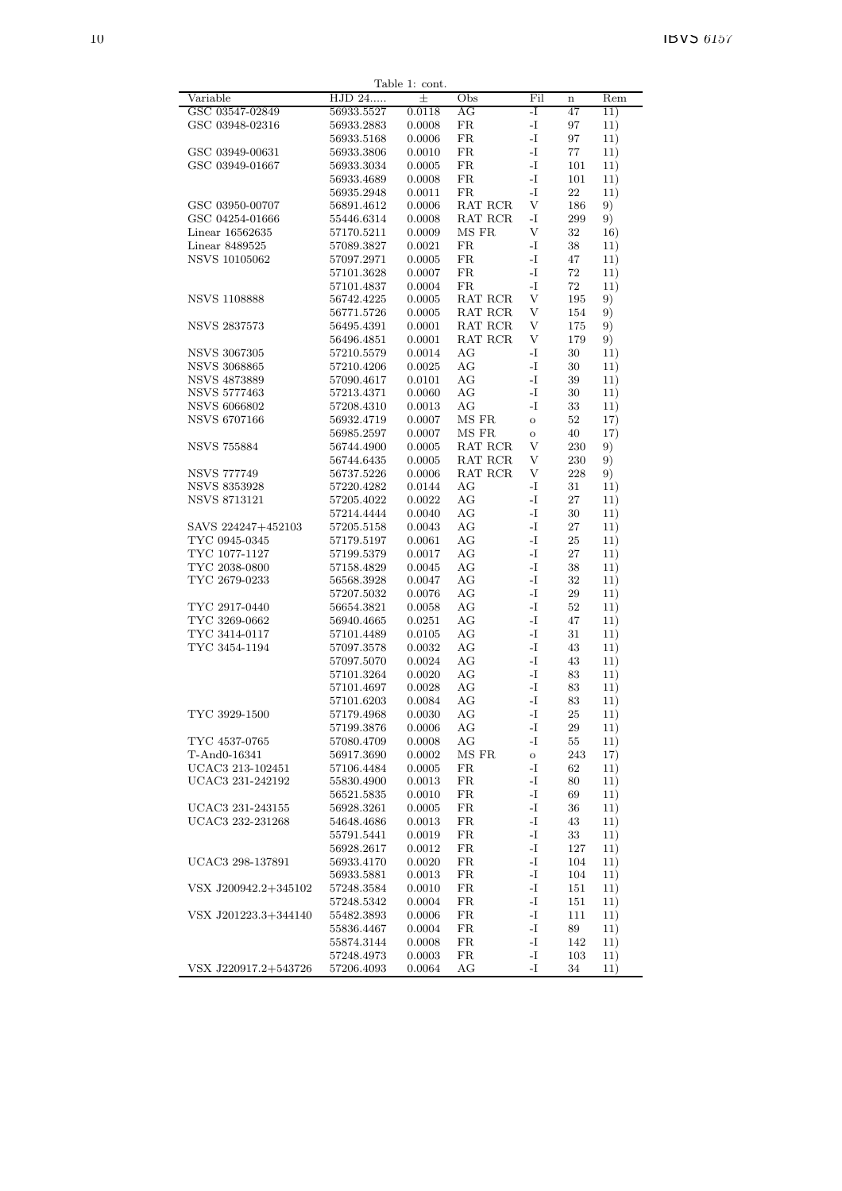Table 1: cont.

| Variable | HJD 24..... | ± | Obs | Fil | n | Rem |
|---|---|---|---|---|---|---|
| GSC 03547-02849 | 56933.5527 | 0.0118 | AG | -I | 47 | 11) |
| GSC 03948-02316 | 56933.2883 | 0.0008 | FR | -I | 97 | 11) |
| | 56933.5168 | 0.0006 | FR | -I | 97 | 11) |
| GSC 03949-00631 | 56933.3806 | 0.0010 | FR | -I | 77 | 11) |
| GSC 03949-01667 | 56933.3034 | 0.0005 | FR | -I | 101 | 11) |
| | 56933.4689 | 0.0008 | FR | -I | 101 | 11) |
| | 56935.2948 | 0.0011 | FR | -I | 22 | 11) |
| GSC 03950-00707 | 56891.4612 | 0.0006 | RAT RCR | V | 186 | 9) |
| GSC 04254-01666 | 55446.6314 | 0.0008 | RAT RCR | -I | 299 | 9) |
| Linear 16562635 | 57170.5211 | 0.0009 | MS FR | V | 32 | 16) |
| Linear 8489525 | 57089.3827 | 0.0021 | FR | -I | 38 | 11) |
| NSVS 10105062 | 57097.2971 | 0.0005 | FR | -I | 47 | 11) |
| | 57101.3628 | 0.0007 | FR | -I | 72 | 11) |
| | 57101.4837 | 0.0004 | FR | -I | 72 | 11) |
| NSVS 1108888 | 56742.4225 | 0.0005 | RAT RCR | V | 195 | 9) |
| | 56771.5726 | 0.0005 | RAT RCR | V | 154 | 9) |
| NSVS 2837573 | 56495.4391 | 0.0001 | RAT RCR | V | 175 | 9) |
| | 56496.4851 | 0.0001 | RAT RCR | V | 179 | 9) |
| NSVS 3067305 | 57210.5579 | 0.0014 | AG | -I | 30 | 11) |
| NSVS 3068865 | 57210.4206 | 0.0025 | AG | -I | 30 | 11) |
| NSVS 4873889 | 57090.4617 | 0.0101 | AG | -I | 39 | 11) |
| NSVS 5777463 | 57213.4371 | 0.0060 | AG | -I | 30 | 11) |
| NSVS 6066802 | 57208.4310 | 0.0013 | AG | -I | 33 | 11) |
| NSVS 6707166 | 56932.4719 | 0.0007 | MS FR | o | 52 | 17) |
| | 56985.2597 | 0.0007 | MS FR | o | 40 | 17) |
| NSVS 755884 | 56744.4900 | 0.0005 | RAT RCR | V | 230 | 9) |
| | 56744.6435 | 0.0005 | RAT RCR | V | 230 | 9) |
| NSVS 777749 | 56737.5226 | 0.0006 | RAT RCR | V | 228 | 9) |
| NSVS 8353928 | 57220.4282 | 0.0144 | AG | -I | 31 | 11) |
| NSVS 8713121 | 57205.4022 | 0.0022 | AG | -I | 27 | 11) |
| | 57214.4444 | 0.0040 | AG | -I | 30 | 11) |
| SAVS 224247+452103 | 57205.5158 | 0.0043 | AG | -I | 27 | 11) |
| TYC 0945-0345 | 57179.5197 | 0.0061 | AG | -I | 25 | 11) |
| TYC 1077-1127 | 57199.5379 | 0.0017 | AG | -I | 27 | 11) |
| TYC 2038-0800 | 57158.4829 | 0.0045 | AG | -I | 38 | 11) |
| TYC 2679-0233 | 56568.3928 | 0.0047 | AG | -I | 32 | 11) |
| | 57207.5032 | 0.0076 | AG | -I | 29 | 11) |
| TYC 2917-0440 | 56654.3821 | 0.0058 | AG | -I | 52 | 11) |
| TYC 3269-0662 | 56940.4665 | 0.0251 | AG | -I | 47 | 11) |
| TYC 3414-0117 | 57101.4489 | 0.0105 | AG | -I | 31 | 11) |
| TYC 3454-1194 | 57097.3578 | 0.0032 | AG | -I | 43 | 11) |
| | 57097.5070 | 0.0024 | AG | -I | 43 | 11) |
| | 57101.3264 | 0.0020 | AG | -I | 83 | 11) |
| | 57101.4697 | 0.0028 | AG | -I | 83 | 11) |
| | 57101.6203 | 0.0084 | AG | -I | 83 | 11) |
| TYC 3929-1500 | 57179.4968 | 0.0030 | AG | -I | 25 | 11) |
| | 57199.3876 | 0.0006 | AG | -I | 29 | 11) |
| TYC 4537-0765 | 57080.4709 | 0.0008 | AG | -I | 55 | 11) |
| T-And0-16341 | 56917.3690 | 0.0002 | MS FR | o | 243 | 17) |
| UCAC3 213-102451 | 57106.4484 | 0.0005 | FR | -I | 62 | 11) |
| UCAC3 231-242192 | 55830.4900 | 0.0013 | FR | -I | 80 | 11) |
| | 56521.5835 | 0.0010 | FR | -I | 69 | 11) |
| UCAC3 231-243155 | 56928.3261 | 0.0005 | FR | -I | 36 | 11) |
| UCAC3 232-231268 | 54648.4686 | 0.0013 | FR | -I | 43 | 11) |
| | 55791.5441 | 0.0019 | FR | -I | 33 | 11) |
| | 56928.2617 | 0.0012 | FR | -I | 127 | 11) |
| UCAC3 298-137891 | 56933.4170 | 0.0020 | FR | -I | 104 | 11) |
| | 56933.5881 | 0.0013 | FR | -I | 104 | 11) |
| VSX J200942.2+345102 | 57248.3584 | 0.0010 | FR | -I | 151 | 11) |
| | 57248.5342 | 0.0004 | FR | -I | 151 | 11) |
| VSX J201223.3+344140 | 55482.3893 | 0.0006 | FR | -I | 111 | 11) |
| | 55836.4467 | 0.0004 | FR | -I | 89 | 11) |
| | 55874.3144 | 0.0008 | FR | -I | 142 | 11) |
| | 57248.4973 | 0.0003 | FR | -I | 103 | 11) |
| VSX J220917.2+543726 | 57206.4093 | 0.0064 | AG | -I | 34 | 11) |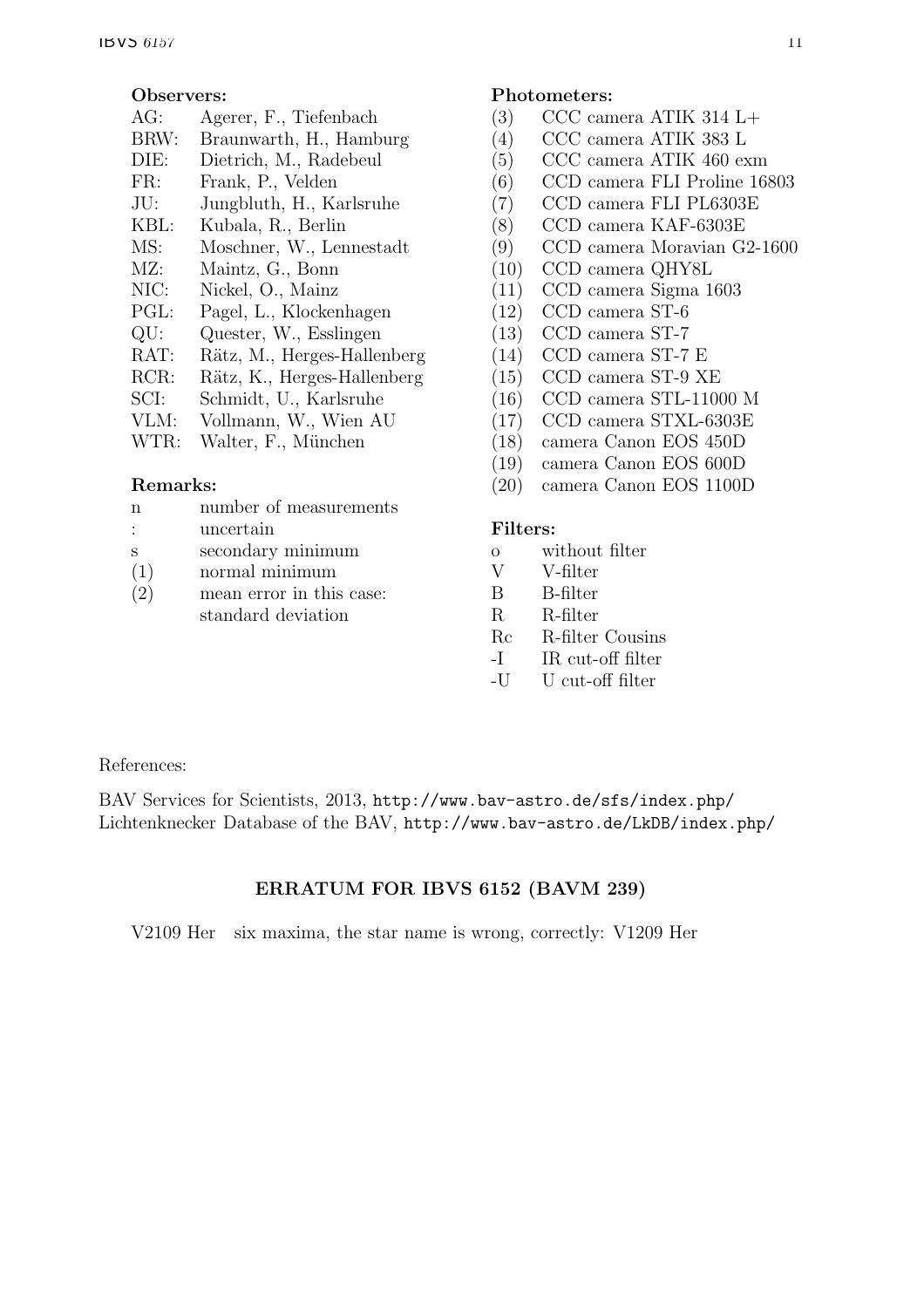**Observers:**

| | |
|---|---|
| AG: | Agerer, F., Tiefenbach |
| BRW: | Braunwarth, H., Hamburg |
| DIE: | Dietrich, M., Radebeul |
| FR: | Frank, P., Velden |
| JU: | Jungbluth, H., Karlsruhe |
| KBL: | Kubala, R., Berlin |
| MS: | Moschner, W., Lennestadt |
| MZ: | Maintz, G., Bonn |
| NIC: | Nickel, O., Mainz |
| PGL: | Pagel, L., Klockenhagen |
| QU: | Quester, W., Esslingen |
| RAT: | Rätz, M., Herges-Hallenberg |
| RCR: | Rätz, K., Herges-Hallenberg |
| SCI: | Schmidt, U., Karlsruhe |
| VLM: | Vollmann, W., Wien AU |
| WTR: | Walter, F., München |

**Remarks:**

| | |
|---|---|
| n | number of measurements |
| : | uncertain |
| s | secondary minimum |
| (1) | normal minimum |
| (2) | mean error in this case: standard deviation |

**Photometers:**

| | |
|---|---|
| (3) | CCC camera ATIK 314 L+ |
| (4) | CCC camera ATIK 383 L |
| (5) | CCC camera ATIK 460 exm |
| (6) | CCD camera FLI Proline 16803 |
| (7) | CCD camera FLI PL6303E |
| (8) | CCD camera KAF-6303E |
| (9) | CCD camera Moravian G2-1600 |
| (10) | CCD camera QHY8L |
| (11) | CCD camera Sigma 1603 |
| (12) | CCD camera ST-6 |
| (13) | CCD camera ST-7 |
| (14) | CCD camera ST-7 E |
| (15) | CCD camera ST-9 XE |
| (16) | CCD camera STL-11000 M |
| (17) | CCD camera STXL-6303E |
| (18) | camera Canon EOS 450D |
| (19) | camera Canon EOS 600D |
| (20) | camera Canon EOS 1100D |

**Filters:**

| | |
|---|---|
| o | without filter |
| V | V-filter |
| B | B-filter |
| R | R-filter |
| Rc | R-filter Cousins |
| -I | IR cut-off filter |
| -U | U cut-off filter |

References:

BAV Services for Scientists, 2013, http://www.bav-astro.de/sfs/index.php/
Lichtenknecker Database of the BAV, http://www.bav-astro.de/LkDB/index.php/

## ERRATUM FOR IBVS 6152 (BAVM 239)

V2109 Her six maxima, the star name is wrong, correctly: V1209 Her